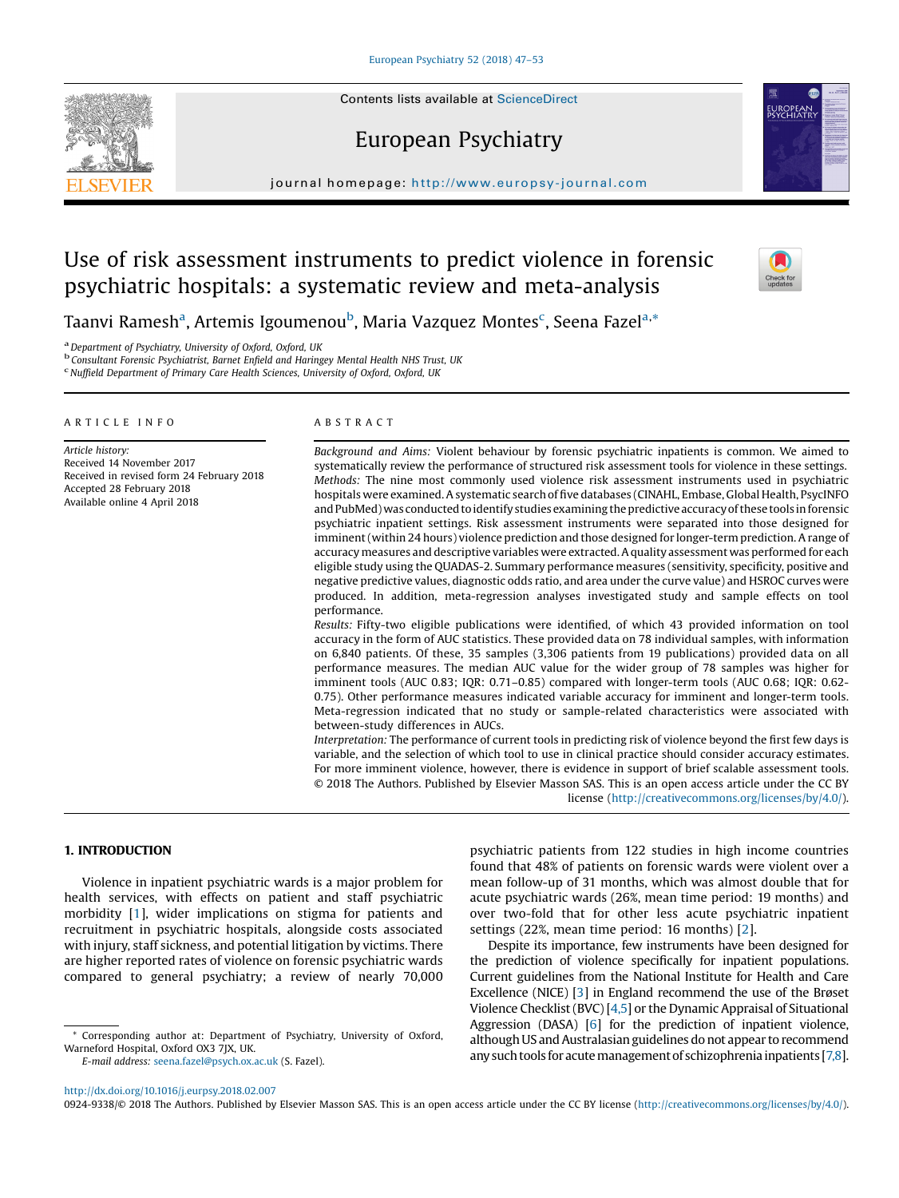# Use of risk assessment instruments to predict violence in forensic psychiatric hospitals: a systematic review and meta-analysis

Taanvi Ramesh[a], Artemis Igoumenou[b], Maria Vazquez Montes[c], Seena Fazel[a,*]

[a] Department of Psychiatry, University of Oxford, Oxford, UK
[b] Consultant Forensic Psychiatrist, Barnet Enfield and Haringey Mental Health NHS Trust, UK
[c] Nuffield Department of Primary Care Health Sciences, University of Oxford, Oxford, UK

## ARTICLE INFO

*Article history:*
Received 14 November 2017
Received in revised form 24 February 2018
Accepted 28 February 2018
Available online 4 April 2018

## ABSTRACT

*Background and Aims:* Violent behaviour by forensic psychiatric inpatients is common. We aimed to systematically review the performance of structured risk assessment tools for violence in these settings.

*Methods:* The nine most commonly used violence risk assessment instruments used in psychiatric hospitals were examined. A systematic search of five databases (CINAHL, Embase, Global Health, PsycINFO and PubMed) was conducted to identify studies examining the predictive accuracy of these tools in forensic psychiatric inpatient settings. Risk assessment instruments were separated into those designed for imminent (within 24 hours) violence prediction and those designed for longer-term prediction. A range of accuracy measures and descriptive variables were extracted. A quality assessment was performed for each eligible study using the QUADAS-2. Summary performance measures (sensitivity, specificity, positive and negative predictive values, diagnostic odds ratio, and area under the curve value) and HSROC curves were produced. In addition, meta-regression analyses investigated study and sample effects on tool performance.

*Results:* Fifty-two eligible publications were identified, of which 43 provided information on tool accuracy in the form of AUC statistics. These provided data on 78 individual samples, with information on 6,840 patients. Of these, 35 samples (3,306 patients from 19 publications) provided data on all performance measures. The median AUC value for the wider group of 78 samples was higher for imminent tools (AUC 0.83; IQR: 0.71–0.85) compared with longer-term tools (AUC 0.68; IQR: 0.62-0.75). Other performance measures indicated variable accuracy for imminent and longer-term tools. Meta-regression indicated that no study or sample-related characteristics were associated with between-study differences in AUCs.

*Interpretation:* The performance of current tools in predicting risk of violence beyond the first few days is variable, and the selection of which tool to use in clinical practice should consider accuracy estimates. For more imminent violence, however, there is evidence in support of brief scalable assessment tools.

© 2018 The Authors. Published by Elsevier Masson SAS. This is an open access article under the CC BY license (http://creativecommons.org/licenses/by/4.0/).

## 1. INTRODUCTION

Violence in inpatient psychiatric wards is a major problem for health services, with effects on patient and staff psychiatric morbidity [1], wider implications on stigma for patients and recruitment in psychiatric hospitals, alongside costs associated with injury, staff sickness, and potential litigation by victims. There are higher reported rates of violence on forensic psychiatric wards compared to general psychiatry; a review of nearly 70,000 psychiatric patients from 122 studies in high income countries found that 48% of patients on forensic wards were violent over a mean follow-up of 31 months, which was almost double that for acute psychiatric wards (26%, mean time period: 19 months) and over two-fold that for other less acute psychiatric inpatient settings (22%, mean time period: 16 months) [2].

Despite its importance, few instruments have been designed for the prediction of violence specifically for inpatient populations. Current guidelines from the National Institute for Health and Care Excellence (NICE) [3] in England recommend the use of the Brøset Violence Checklist (BVC) [4,5] or the Dynamic Appraisal of Situational Aggression (DASA) [6] for the prediction of inpatient violence, although US and Australasian guidelines do not appear to recommend any such tools for acute management of schizophrenia inpatients [7,8].

* Corresponding author at: Department of Psychiatry, University of Oxford, Warneford Hospital, Oxford OX3 7JX, UK.
*E-mail address:* seena.fazel@psych.ox.ac.uk (S. Fazel).

http://dx.doi.org/10.1016/j.eurpsy.2018.02.007
0924-9338/© 2018 The Authors. Published by Elsevier Masson SAS. This is an open access article under the CC BY license (http://creativecommons.org/licenses/by/4.0/).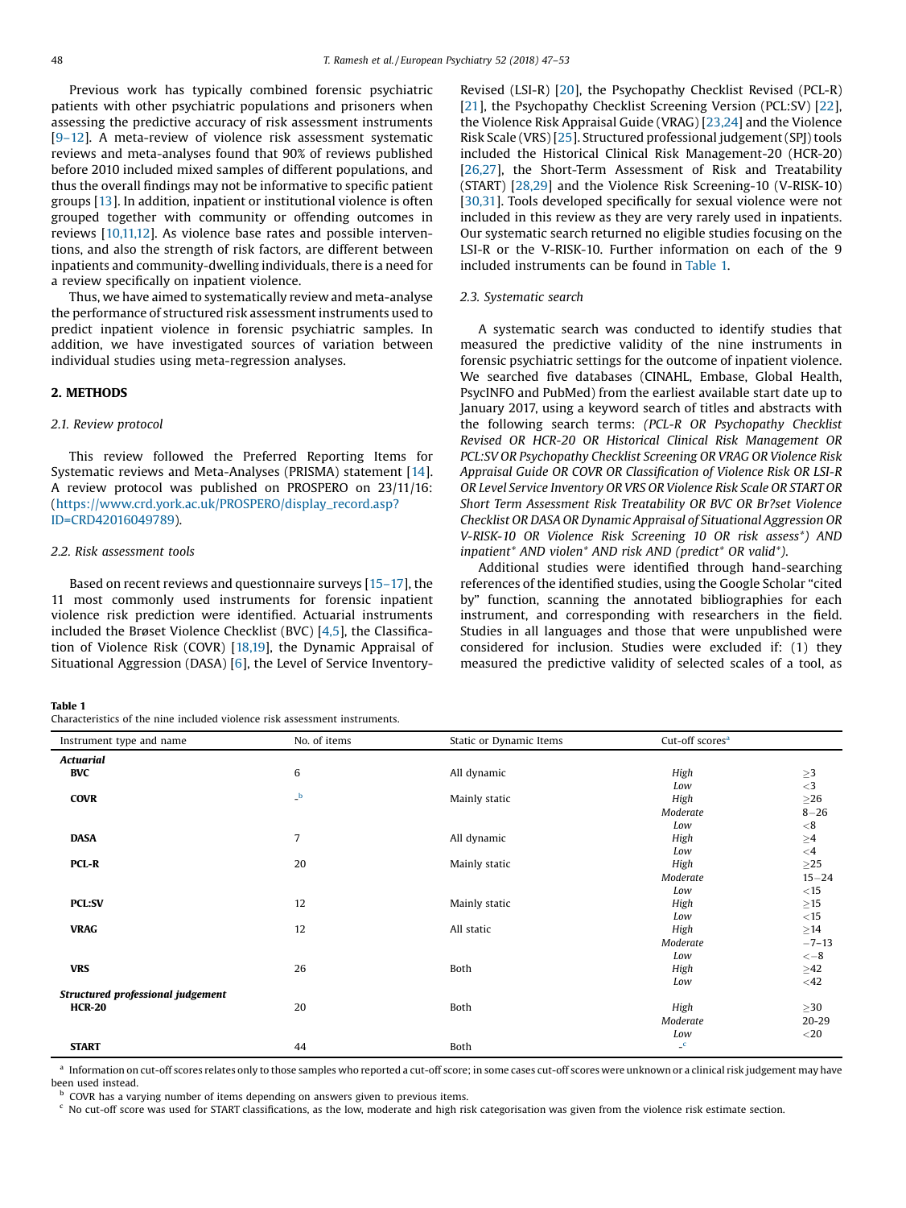Previous work has typically combined forensic psychiatric patients with other psychiatric populations and prisoners when assessing the predictive accuracy of risk assessment instruments [9–12]. A meta-review of violence risk assessment systematic reviews and meta-analyses found that 90% of reviews published before 2010 included mixed samples of different populations, and thus the overall findings may not be informative to specific patient groups [13]. In addition, inpatient or institutional violence is often grouped together with community or offending outcomes in reviews [10,11,12]. As violence base rates and possible interventions, and also the strength of risk factors, are different between inpatients and community-dwelling individuals, there is a need for a review specifically on inpatient violence.

Thus, we have aimed to systematically review and meta-analyse the performance of structured risk assessment instruments used to predict inpatient violence in forensic psychiatric samples. In addition, we have investigated sources of variation between individual studies using meta-regression analyses.

## 2. METHODS

### 2.1. Review protocol

This review followed the Preferred Reporting Items for Systematic reviews and Meta-Analyses (PRISMA) statement [14]. A review protocol was published on PROSPERO on 23/11/16: (https://www.crd.york.ac.uk/PROSPERO/display_record.asp?ID=CRD42016049789).

### 2.2. Risk assessment tools

Based on recent reviews and questionnaire surveys [15–17], the 11 most commonly used instruments for forensic inpatient violence risk prediction were identified. Actuarial instruments included the Brøset Violence Checklist (BVC) [4,5], the Classification of Violence Risk (COVR) [18,19], the Dynamic Appraisal of Situational Aggression (DASA) [6], the Level of Service Inventory-Revised (LSI-R) [20], the Psychopathy Checklist Revised (PCL-R) [21], the Psychopathy Checklist Screening Version (PCL:SV) [22], the Violence Risk Appraisal Guide (VRAG) [23,24] and the Violence Risk Scale (VRS) [25]. Structured professional judgement (SPJ) tools included the Historical Clinical Risk Management-20 (HCR-20) [26,27], the Short-Term Assessment of Risk and Treatability (START) [28,29] and the Violence Risk Screening-10 (V-RISK-10) [30,31]. Tools developed specifically for sexual violence were not included in this review as they are very rarely used in inpatients. Our systematic search returned no eligible studies focusing on the LSI-R or the V-RISK-10. Further information on each of the 9 included instruments can be found in Table 1.

### 2.3. Systematic search

A systematic search was conducted to identify studies that measured the predictive validity of the nine instruments in forensic psychiatric settings for the outcome of inpatient violence. We searched five databases (CINAHL, Embase, Global Health, PsycINFO and PubMed) from the earliest available start date up to January 2017, using a keyword search of titles and abstracts with the following search terms: *(PCL-R OR Psychopathy Checklist Revised OR HCR-20 OR Historical Clinical Risk Management OR PCL:SV OR Psychopathy Checklist Screening OR VRAG OR Violence Risk Appraisal Guide OR COVR OR Classification of Violence Risk OR LSI-R OR Level Service Inventory OR VRS OR Violence Risk Scale OR START OR Short Term Assessment Risk Treatability OR BVC OR Br?set Violence Checklist OR DASA OR Dynamic Appraisal of Situational Aggression OR V-RISK-10 OR Violence Risk Screening 10 OR risk assess*) AND inpatient* AND violen* AND risk AND (predict* OR valid*).*

Additional studies were identified through hand-searching references of the identified studies, using the Google Scholar "cited by" function, scanning the annotated bibliographies for each instrument, and corresponding with researchers in the field. Studies in all languages and those that were unpublished were considered for inclusion. Studies were excluded if: (1) they measured the predictive validity of selected scales of a tool, as

**Table 1**
Characteristics of the nine included violence risk assessment instruments.

| Instrument type and name | No. of items | Static or Dynamic Items | Cut-off scores[a] | |
|---|---|---|---|---|
| ***Actuarial*** | | | | |
| **BVC** | 6 | All dynamic | *High* | ≥3 |
| | | | *Low* | <3 |
| **COVR** | -[b] | Mainly static | *High* | ≥26 |
| | | | *Moderate* | 8–26 |
| | | | *Low* | <8 |
| **DASA** | 7 | All dynamic | *High* | ≥4 |
| | | | *Low* | <4 |
| **PCL-R** | 20 | Mainly static | *High* | ≥25 |
| | | | *Moderate* | 15–24 |
| | | | *Low* | <15 |
| **PCL:SV** | 12 | Mainly static | *High* | ≥15 |
| | | | *Low* | <15 |
| **VRAG** | 12 | All static | *High* | ≥14 |
| | | | *Moderate* | −7–13 |
| | | | *Low* | <−8 |
| **VRS** | 26 | Both | *High* | ≥42 |
| | | | *Low* | <42 |
| ***Structured professional judgement*** | | | | |
| **HCR-20** | 20 | Both | *High* | ≥30 |
| | | | *Moderate* | 20-29 |
| | | | *Low* | <20 |
| **START** | 44 | Both | -[c] | |

[a] Information on cut-off scores relates only to those samples who reported a cut-off score; in some cases cut-off scores were unknown or a clinical risk judgement may have been used instead.
[b] COVR has a varying number of items depending on answers given to previous items.
[c] No cut-off score was used for START classifications, as the low, moderate and high risk categorisation was given from the violence risk estimate section.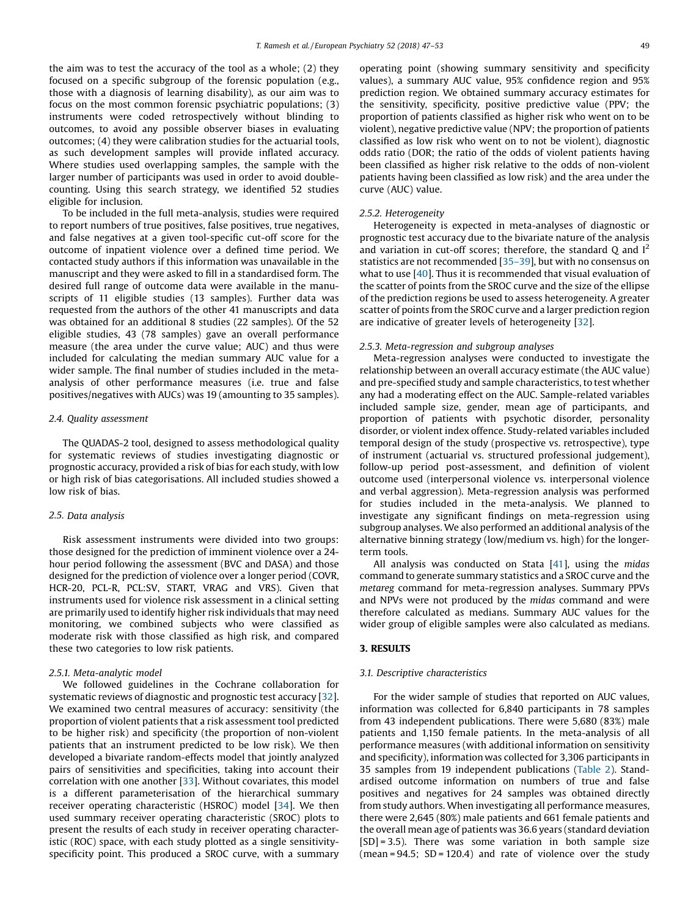the aim was to test the accuracy of the tool as a whole; (2) they focused on a specific subgroup of the forensic population (e.g., those with a diagnosis of learning disability), as our aim was to focus on the most common forensic psychiatric populations; (3) instruments were coded retrospectively without blinding to outcomes, to avoid any possible observer biases in evaluating outcomes; (4) they were calibration studies for the actuarial tools, as such development samples will provide inflated accuracy. Where studies used overlapping samples, the sample with the larger number of participants was used in order to avoid double-counting. Using this search strategy, we identified 52 studies eligible for inclusion.

To be included in the full meta-analysis, studies were required to report numbers of true positives, false positives, true negatives, and false negatives at a given tool-specific cut-off score for the outcome of inpatient violence over a defined time period. We contacted study authors if this information was unavailable in the manuscript and they were asked to fill in a standardised form. The desired full range of outcome data were available in the manuscripts of 11 eligible studies (13 samples). Further data was requested from the authors of the other 41 manuscripts and data was obtained for an additional 8 studies (22 samples). Of the 52 eligible studies, 43 (78 samples) gave an overall performance measure (the area under the curve value; AUC) and thus were included for calculating the median summary AUC value for a wider sample. The final number of studies included in the meta-analysis of other performance measures (i.e. true and false positives/negatives with AUCs) was 19 (amounting to 35 samples).

### 2.4. Quality assessment

The QUADAS-2 tool, designed to assess methodological quality for systematic reviews of studies investigating diagnostic or prognostic accuracy, provided a risk of bias for each study, with low or high risk of bias categorisations. All included studies showed a low risk of bias.

### 2.5. Data analysis

Risk assessment instruments were divided into two groups: those designed for the prediction of imminent violence over a 24-hour period following the assessment (BVC and DASA) and those designed for the prediction of violence over a longer period (COVR, HCR-20, PCL-R, PCL:SV, START, VRAG and VRS). Given that instruments used for violence risk assessment in a clinical setting are primarily used to identify higher risk individuals that may need monitoring, we combined subjects who were classified as moderate risk with those classified as high risk, and compared these two categories to low risk patients.

#### 2.5.1. Meta-analytic model

We followed guidelines in the Cochrane collaboration for systematic reviews of diagnostic and prognostic test accuracy [32]. We examined two central measures of accuracy: sensitivity (the proportion of violent patients that a risk assessment tool predicted to be higher risk) and specificity (the proportion of non-violent patients that an instrument predicted to be low risk). We then developed a bivariate random-effects model that jointly analyzed pairs of sensitivities and specificities, taking into account their correlation with one another [33]. Without covariates, this model is a different parameterisation of the hierarchical summary receiver operating characteristic (HSROC) model [34]. We then used summary receiver operating characteristic (SROC) plots to present the results of each study in receiver operating characteristic (ROC) space, with each study plotted as a single sensitivity-specificity point. This produced a SROC curve, with a summary operating point (showing summary sensitivity and specificity values), a summary AUC value, 95% confidence region and 95% prediction region. We obtained summary accuracy estimates for the sensitivity, specificity, positive predictive value (PPV; the proportion of patients classified as higher risk who went on to be violent), negative predictive value (NPV; the proportion of patients classified as low risk who went on to not be violent), diagnostic odds ratio (DOR; the ratio of the odds of violent patients having been classified as higher risk relative to the odds of non-violent patients having been classified as low risk) and the area under the curve (AUC) value.

#### 2.5.2. Heterogeneity

Heterogeneity is expected in meta-analyses of diagnostic or prognostic test accuracy due to the bivariate nature of the analysis and variation in cut-off scores; therefore, the standard Q and $I^2$ statistics are not recommended [35–39], but with no consensus on what to use [40]. Thus it is recommended that visual evaluation of the scatter of points from the SROC curve and the size of the ellipse of the prediction regions be used to assess heterogeneity. A greater scatter of points from the SROC curve and a larger prediction region are indicative of greater levels of heterogeneity [32].

#### 2.5.3. Meta-regression and subgroup analyses

Meta-regression analyses were conducted to investigate the relationship between an overall accuracy estimate (the AUC value) and pre-specified study and sample characteristics, to test whether any had a moderating effect on the AUC. Sample-related variables included sample size, gender, mean age of participants, and proportion of patients with psychotic disorder, personality disorder, or violent index offence. Study-related variables included temporal design of the study (prospective vs. retrospective), type of instrument (actuarial vs. structured professional judgement), follow-up period post-assessment, and definition of violent outcome used (interpersonal violence vs. interpersonal violence and verbal aggression). Meta-regression analysis was performed for studies included in the meta-analysis. We planned to investigate any significant findings on meta-regression using subgroup analyses. We also performed an additional analysis of the alternative binning strategy (low/medium vs. high) for the longer-term tools.

All analysis was conducted on Stata [41], using the *midas* command to generate summary statistics and a SROC curve and the *metareg* command for meta-regression analyses. Summary PPVs and NPVs were not produced by the *midas* command and were therefore calculated as medians. Summary AUC values for the wider group of eligible samples were also calculated as medians.

## 3. RESULTS

### 3.1. Descriptive characteristics

For the wider sample of studies that reported on AUC values, information was collected for 6,840 participants in 78 samples from 43 independent publications. There were 5,680 (83%) male patients and 1,150 female patients. In the meta-analysis of all performance measures (with additional information on sensitivity and specificity), information was collected for 3,306 participants in 35 samples from 19 independent publications (Table 2). Standardised outcome information on numbers of true and false positives and negatives for 24 samples was obtained directly from study authors. When investigating all performance measures, there were 2,645 (80%) male patients and 661 female patients and the overall mean age of patients was 36.6 years (standard deviation [SD] = 3.5). There was some variation in both sample size (mean = 94.5; SD = 120.4) and rate of violence over the study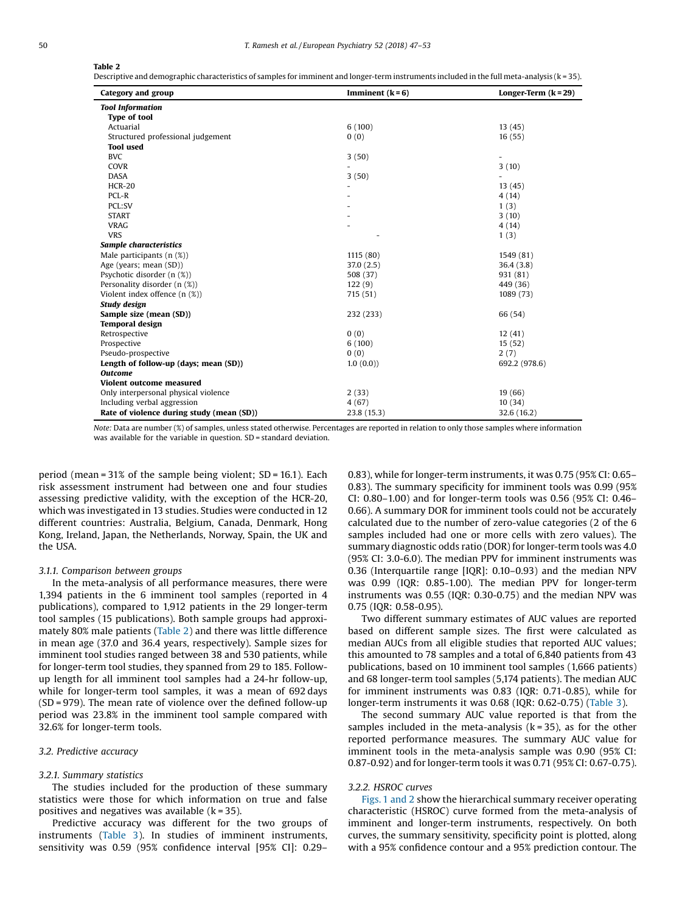**Table 2**
Descriptive and demographic characteristics of samples for imminent and longer-term instruments included in the full meta-analysis (k = 35).

| Category and group | Imminent (k = 6) | Longer-Term (k = 29) |
|---|---|---|
| ***Tool Information*** | | |
| **Type of tool** | | |
| Actuarial | 6 (100) | 13 (45) |
| Structured professional judgement | 0 (0) | 16 (55) |
| **Tool used** | | |
| BVC | 3 (50) | - |
| COVR | - | 3 (10) |
| DASA | 3 (50) | - |
| HCR-20 | - | 13 (45) |
| PCL-R | - | 4 (14) |
| PCL:SV | - | 1 (3) |
| START | - | 3 (10) |
| VRAG | - | 4 (14) |
| VRS | - | 1 (3) |
| ***Sample characteristics*** | | |
| Male participants (n (%)) | 1115 (80) | 1549 (81) |
| Age (years; mean (SD)) | 37.0 (2.5) | 36.4 (3.8) |
| Psychotic disorder (n (%)) | 508 (37) | 931 (81) |
| Personality disorder (n (%)) | 122 (9) | 449 (36) |
| Violent index offence (n (%)) | 715 (51) | 1089 (73) |
| ***Study design*** | | |
| **Sample size (mean (SD))** | 232 (233) | 66 (54) |
| **Temporal design** | | |
| Retrospective | 0 (0) | 12 (41) |
| Prospective | 6 (100) | 15 (52) |
| Pseudo-prospective | 0 (0) | 2 (7) |
| **Length of follow-up (days; mean (SD))** | 1.0 (0.0)) | 692.2 (978.6) |
| ***Outcome*** | | |
| **Violent outcome measured** | | |
| Only interpersonal physical violence | 2 (33) | 19 (66) |
| Including verbal aggression | 4 (67) | 10 (34) |
| **Rate of violence during study (mean (SD))** | 23.8 (15.3) | 32.6 (16.2) |

*Note:* Data are number (%) of samples, unless stated otherwise. Percentages are reported in relation to only those samples where information was available for the variable in question. SD = standard deviation.

period (mean = 31% of the sample being violent; SD = 16.1). Each risk assessment instrument had between one and four studies assessing predictive validity, with the exception of the HCR-20, which was investigated in 13 studies. Studies were conducted in 12 different countries: Australia, Belgium, Canada, Denmark, Hong Kong, Ireland, Japan, the Netherlands, Norway, Spain, the UK and the USA.

#### *3.1.1. Comparison between groups*

In the meta-analysis of all performance measures, there were 1,394 patients in the 6 imminent tool samples (reported in 4 publications), compared to 1,912 patients in the 29 longer-term tool samples (15 publications). Both sample groups had approximately 80% male patients (Table 2) and there was little difference in mean age (37.0 and 36.4 years, respectively). Sample sizes for imminent tool studies ranged between 38 and 530 patients, while for longer-term tool studies, they spanned from 29 to 185. Follow-up length for all imminent tool samples had a 24-hr follow-up, while for longer-term tool samples, it was a mean of 692 days (SD = 979). The mean rate of violence over the defined follow-up period was 23.8% in the imminent tool sample compared with 32.6% for longer-term tools.

### *3.2. Predictive accuracy*

#### *3.2.1. Summary statistics*

The studies included for the production of these summary statistics were those for which information on true and false positives and negatives was available (k = 35).

Predictive accuracy was different for the two groups of instruments (Table 3). In studies of imminent instruments, sensitivity was 0.59 (95% confidence interval [95% CI]: 0.29–0.83), while for longer-term instruments, it was 0.75 (95% CI: 0.65–0.83). The summary specificity for imminent tools was 0.99 (95% CI: 0.80–1.00) and for longer-term tools was 0.56 (95% CI: 0.46–0.66). A summary DOR for imminent tools could not be accurately calculated due to the number of zero-value categories (2 of the 6 samples included had one or more cells with zero values). The summary diagnostic odds ratio (DOR) for longer-term tools was 4.0 (95% CI: 3.0-6.0). The median PPV for imminent instruments was 0.36 (Interquartile range [IQR]: 0.10–0.93) and the median NPV was 0.99 (IQR: 0.85-1.00). The median PPV for longer-term instruments was 0.55 (IQR: 0.30-0.75) and the median NPV was 0.75 (IQR: 0.58-0.95).

Two different summary estimates of AUC values are reported based on different sample sizes. The first were calculated as median AUCs from all eligible studies that reported AUC values; this amounted to 78 samples and a total of 6,840 patients from 43 publications, based on 10 imminent tool samples (1,666 patients) and 68 longer-term tool samples (5,174 patients). The median AUC for imminent instruments was 0.83 (IQR: 0.71-0.85), while for longer-term instruments it was 0.68 (IQR: 0.62-0.75) (Table 3).

The second summary AUC value reported is that from the samples included in the meta-analysis (k = 35), as for the other reported performance measures. The summary AUC value for imminent tools in the meta-analysis sample was 0.90 (95% CI: 0.87-0.92) and for longer-term tools it was 0.71 (95% CI: 0.67-0.75).

#### *3.2.2. HSROC curves*

Figs. 1 and 2 show the hierarchical summary receiver operating characteristic (HSROC) curve formed from the meta-analysis of imminent and longer-term instruments, respectively. On both curves, the summary sensitivity, specificity point is plotted, along with a 95% confidence contour and a 95% prediction contour. The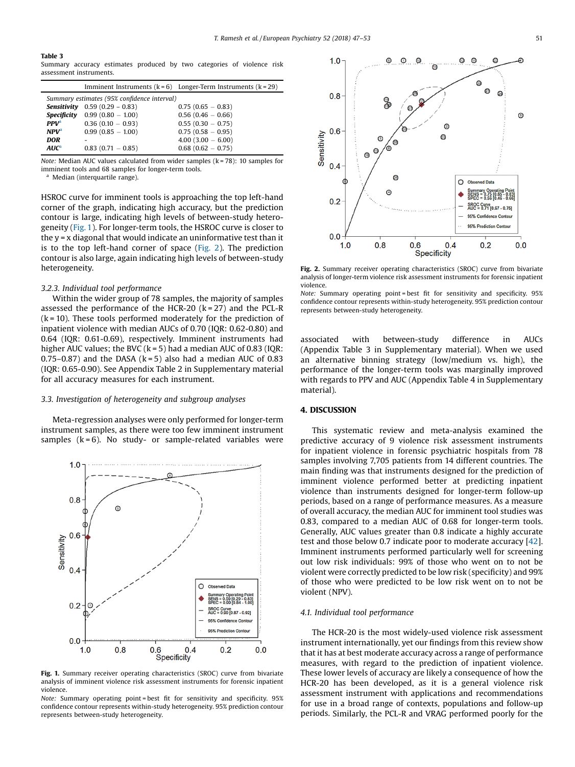**Table 3**
Summary accuracy estimates produced by two categories of violence risk assessment instruments.

| | Imminent Instruments (k = 6) | Longer-Term Instruments (k = 29) |
|---|---|---|
| *Summary estimates (95% confidence interval)* | | |
| ***Sensitivity*** | 0.59 (0.29 – 0.83) | 0.75 (0.65 – 0.83) |
| ***Specificity*** | 0.99 (0.80 – 1.00) | 0.56 (0.46 – 0.66) |
| ***PPV***[a] | 0.36 (0.10 – 0.93) | 0.55 (0.30 – 0.75) |
| ***NPV***[a] | 0.99 (0.85 – 1.00) | 0.75 (0.58 – 0.95) |
| ***DOR*** | - | 4.00 (3.00 – 6.00) |
| ***AUC***[a] | 0.83 (0.71 – 0.85) | 0.68 (0.62 – 0.75) |

*Note:* Median AUC values calculated from wider samples (k = 78): 10 samples for imminent tools and 68 samples for longer-term tools.
[a] Median (interquartile range).

HSROC curve for imminent tools is approaching the top left-hand corner of the graph, indicating high accuracy, but the prediction contour is large, indicating high levels of between-study heterogeneity (Fig. 1). For longer-term tools, the HSROC curve is closer to the y = x diagonal that would indicate an uninformative test than it is to the top left-hand corner of space (Fig. 2). The prediction contour is also large, again indicating high levels of between-study heterogeneity.

### 3.2.3. Individual tool performance

Within the wider group of 78 samples, the majority of samples assessed the performance of the HCR-20 (k = 27) and the PCL-R (k = 10). These tools performed moderately for the prediction of inpatient violence with median AUCs of 0.70 (IQR: 0.62-0.80) and 0.64 (IQR: 0.61-0.69), respectively. Imminent instruments had higher AUC values; the BVC (k = 5) had a median AUC of 0.83 (IQR: 0.75–0.87) and the DASA (k = 5) also had a median AUC of 0.83 (IQR: 0.65-0.90). See Appendix Table 2 in Supplementary material for all accuracy measures for each instrument.

## 3.3. Investigation of heterogeneity and subgroup analyses

Meta-regression analyses were only performed for longer-term instrument samples, as there were too few imminent instrument samples (k = 6). No study- or sample-related variables were

**Fig. 1.** Summary receiver operating characteristics (SROC) curve from bivariate analysis of imminent violence risk assessment instruments for forensic inpatient violence.
*Note:* Summary operating point = best fit for sensitivity and specificity. 95% confidence contour represents within-study heterogeneity. 95% prediction contour represents between-study heterogeneity.

**Fig. 2.** Summary receiver operating characteristics (SROC) curve from bivariate analysis of longer-term violence risk assessment instruments for forensic inpatient violence.
*Note:* Summary operating point = best fit for sensitivity and specificity. 95% confidence contour represents within-study heterogeneity. 95% prediction contour represents between-study heterogeneity.

associated with between-study difference in AUCs (Appendix Table 3 in Supplementary material). When we used an alternative binning strategy (low/medium vs. high), the performance of the longer-term tools was marginally improved with regards to PPV and AUC (Appendix Table 4 in Supplementary material).

# 4. DISCUSSION

This systematic review and meta-analysis examined the predictive accuracy of 9 violence risk assessment instruments for inpatient violence in forensic psychiatric hospitals from 78 samples involving 7,705 patients from 14 different countries. The main finding was that instruments designed for the prediction of imminent violence performed better at predicting inpatient violence than instruments designed for longer-term follow-up periods, based on a range of performance measures. As a measure of overall accuracy, the median AUC for imminent tool studies was 0.83, compared to a median AUC of 0.68 for longer-term tools. Generally, AUC values greater than 0.8 indicate a highly accurate test and those below 0.7 indicate poor to moderate accuracy [42]. Imminent instruments performed particularly well for screening out low risk individuals: 99% of those who went on to not be violent were correctly predicted to be low risk (specificity) and 99% of those who were predicted to be low risk went on to not be violent (NPV).

## 4.1. Individual tool performance

The HCR-20 is the most widely-used violence risk assessment instrument internationally, yet our findings from this review show that it has at best moderate accuracy across a range of performance measures, with regard to the prediction of inpatient violence. These lower levels of accuracy are likely a consequence of how the HCR-20 has been developed, as it is a general violence risk assessment instrument with applications and recommendations for use in a broad range of contexts, populations and follow-up periods. Similarly, the PCL-R and VRAG performed poorly for the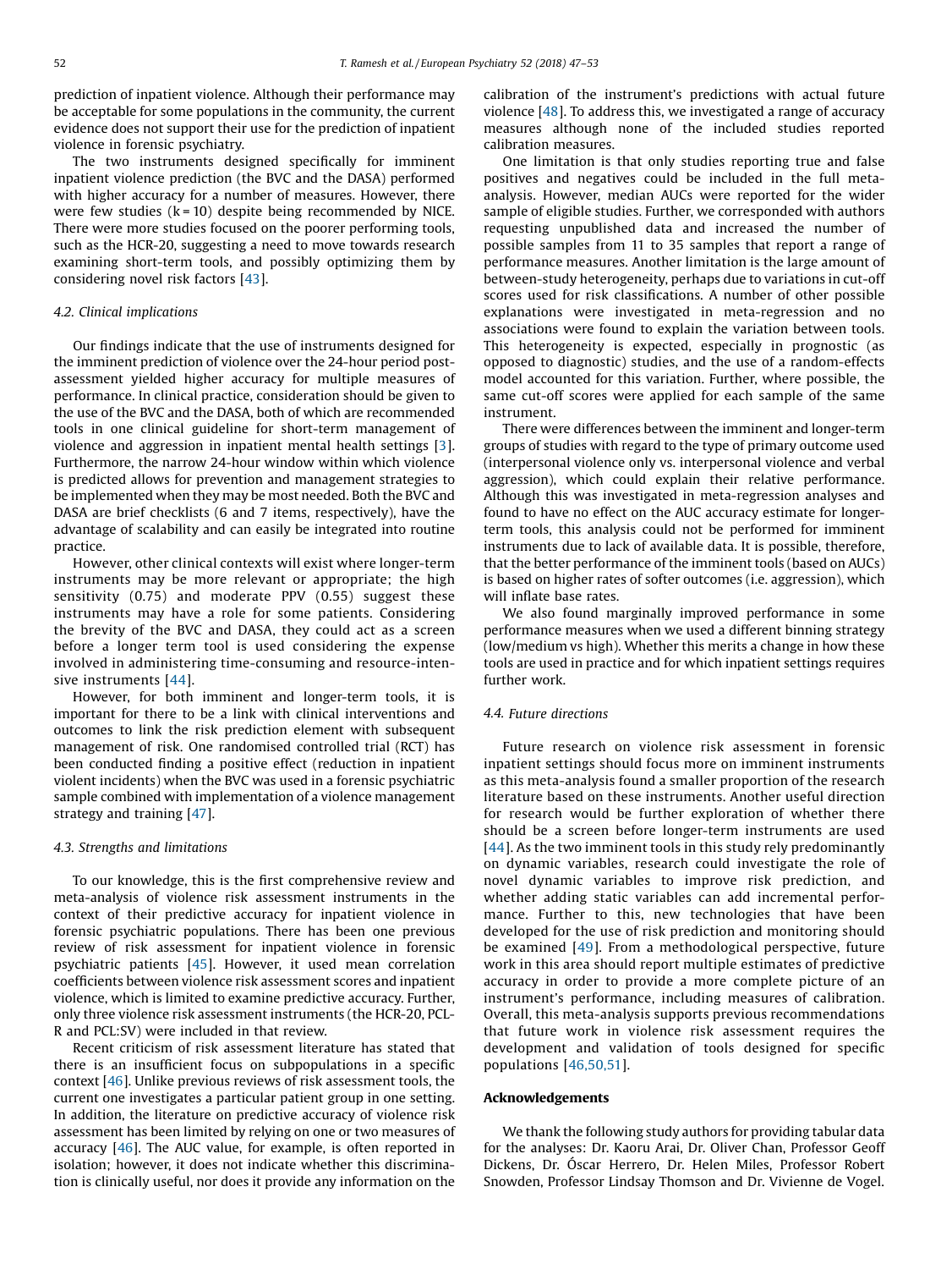prediction of inpatient violence. Although their performance may be acceptable for some populations in the community, the current evidence does not support their use for the prediction of inpatient violence in forensic psychiatry.

The two instruments designed specifically for imminent inpatient violence prediction (the BVC and the DASA) performed with higher accuracy for a number of measures. However, there were few studies (k = 10) despite being recommended by NICE. There were more studies focused on the poorer performing tools, such as the HCR-20, suggesting a need to move towards research examining short-term tools, and possibly optimizing them by considering novel risk factors [43].

### 4.2. Clinical implications

Our findings indicate that the use of instruments designed for the imminent prediction of violence over the 24-hour period post-assessment yielded higher accuracy for multiple measures of performance. In clinical practice, consideration should be given to the use of the BVC and the DASA, both of which are recommended tools in one clinical guideline for short-term management of violence and aggression in inpatient mental health settings [3]. Furthermore, the narrow 24-hour window within which violence is predicted allows for prevention and management strategies to be implemented when they may be most needed. Both the BVC and DASA are brief checklists (6 and 7 items, respectively), have the advantage of scalability and can easily be integrated into routine practice.

However, other clinical contexts will exist where longer-term instruments may be more relevant or appropriate; the high sensitivity (0.75) and moderate PPV (0.55) suggest these instruments may have a role for some patients. Considering the brevity of the BVC and DASA, they could act as a screen before a longer term tool is used considering the expense involved in administering time-consuming and resource-intensive instruments [44].

However, for both imminent and longer-term tools, it is important for there to be a link with clinical interventions and outcomes to link the risk prediction element with subsequent management of risk. One randomised controlled trial (RCT) has been conducted finding a positive effect (reduction in inpatient violent incidents) when the BVC was used in a forensic psychiatric sample combined with implementation of a violence management strategy and training [47].

### 4.3. Strengths and limitations

To our knowledge, this is the first comprehensive review and meta-analysis of violence risk assessment instruments in the context of their predictive accuracy for inpatient violence in forensic psychiatric populations. There has been one previous review of risk assessment for inpatient violence in forensic psychiatric patients [45]. However, it used mean correlation coefficients between violence risk assessment scores and inpatient violence, which is limited to examine predictive accuracy. Further, only three violence risk assessment instruments (the HCR-20, PCL-R and PCL:SV) were included in that review.

Recent criticism of risk assessment literature has stated that there is an insufficient focus on subpopulations in a specific context [46]. Unlike previous reviews of risk assessment tools, the current one investigates a particular patient group in one setting. In addition, the literature on predictive accuracy of violence risk assessment has been limited by relying on one or two measures of accuracy [46]. The AUC value, for example, is often reported in isolation; however, it does not indicate whether this discrimination is clinically useful, nor does it provide any information on the calibration of the instrument's predictions with actual future violence [48]. To address this, we investigated a range of accuracy measures although none of the included studies reported calibration measures.

One limitation is that only studies reporting true and false positives and negatives could be included in the full meta-analysis. However, median AUCs were reported for the wider sample of eligible studies. Further, we corresponded with authors requesting unpublished data and increased the number of possible samples from 11 to 35 samples that report a range of performance measures. Another limitation is the large amount of between-study heterogeneity, perhaps due to variations in cut-off scores used for risk classifications. A number of other possible explanations were investigated in meta-regression and no associations were found to explain the variation between tools. This heterogeneity is expected, especially in prognostic (as opposed to diagnostic) studies, and the use of a random-effects model accounted for this variation. Further, where possible, the same cut-off scores were applied for each sample of the same instrument.

There were differences between the imminent and longer-term groups of studies with regard to the type of primary outcome used (interpersonal violence only vs. interpersonal violence and verbal aggression), which could explain their relative performance. Although this was investigated in meta-regression analyses and found to have no effect on the AUC accuracy estimate for longer-term tools, this analysis could not be performed for imminent instruments due to lack of available data. It is possible, therefore, that the better performance of the imminent tools (based on AUCs) is based on higher rates of softer outcomes (i.e. aggression), which will inflate base rates.

We also found marginally improved performance in some performance measures when we used a different binning strategy (low/medium vs high). Whether this merits a change in how these tools are used in practice and for which inpatient settings requires further work.

### 4.4. Future directions

Future research on violence risk assessment in forensic inpatient settings should focus more on imminent instruments as this meta-analysis found a smaller proportion of the research literature based on these instruments. Another useful direction for research would be further exploration of whether there should be a screen before longer-term instruments are used [44]. As the two imminent tools in this study rely predominantly on dynamic variables, research could investigate the role of novel dynamic variables to improve risk prediction, and whether adding static variables can add incremental performance. Further to this, new technologies that have been developed for the use of risk prediction and monitoring should be examined [49]. From a methodological perspective, future work in this area should report multiple estimates of predictive accuracy in order to provide a more complete picture of an instrument's performance, including measures of calibration. Overall, this meta-analysis supports previous recommendations that future work in violence risk assessment requires the development and validation of tools designed for specific populations [46,50,51].

## Acknowledgements

We thank the following study authors for providing tabular data for the analyses: Dr. Kaoru Arai, Dr. Oliver Chan, Professor Geoff Dickens, Dr. Óscar Herrero, Dr. Helen Miles, Professor Robert Snowden, Professor Lindsay Thomson and Dr. Vivienne de Vogel.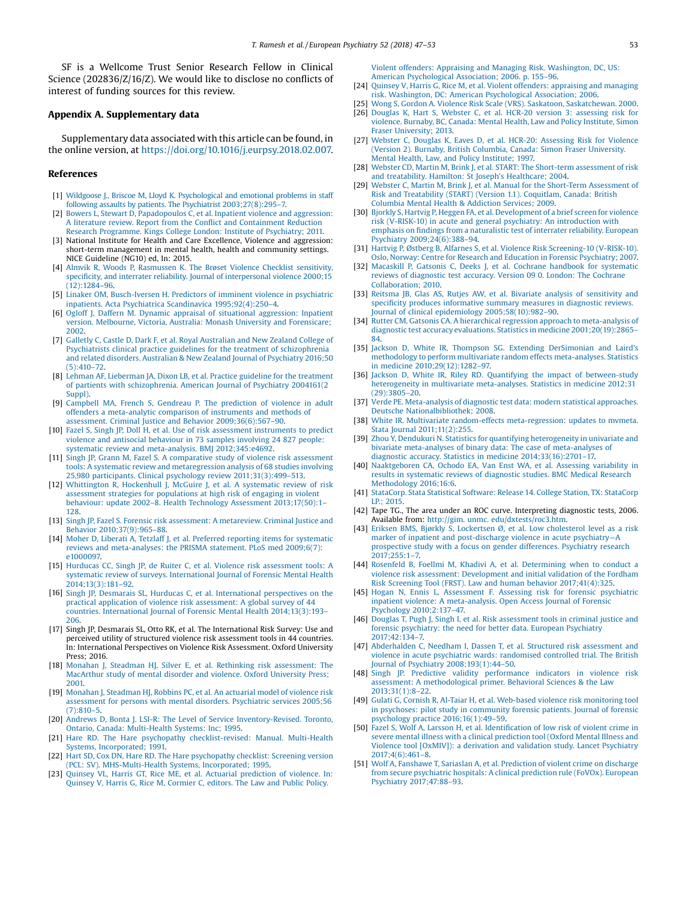SF is a Wellcome Trust Senior Research Fellow in Clinical Science (202836/Z/16/Z). We would like to disclose no conflicts of interest of funding sources for this review.

## Appendix A. Supplementary data

Supplementary data associated with this article can be found, in the online version, at https://doi.org/10.1016/j.eurpsy.2018.02.007.

## References

[1] Wildgoose J., Briscoe M, Lloyd K. Psychological and emotional problems in staff following assaults by patients. The Psychiatrist 2003;27(8):295–7.

[2] Bowers L, Stewart D, Papadopoulos C, et al. Inpatient violence and aggression: A literature review. Report from the Conflict and Containment Reduction Research Programme. Kings College London: Institute of Psychiatry; 2011.

[3] National Institute for Health and Care Excellence, Violence and aggression: short-term management in mental health, health and community settings. NICE Guideline (NG10) ed, In: 2015.

[4] Almvik R, Woods P, Rasmussen K. The Brøset Violence Checklist sensitivity, specificity, and interrater reliability. Journal of interpersonal violence 2000;15 (12):1284–96.

[5] Linaker OM, Busch-Iversen H. Predictors of imminent violence in psychiatric inpatients. Acta Psychiatrica Scandinavica 1995;92(4):250–4.

[6] Ogloff J, Daffern M. Dynamic appraisal of situational aggression: Inpatient version. Melbourne, Victoria, Australia: Monash University and Forensicare; 2002.

[7] Galletly C, Castle D, Dark F, et al. Royal Australian and New Zealand College of Psychiatrists clinical practice guidelines for the treatment of schizophrenia and related disorders. Australian & New Zealand Journal of Psychiatry 2016;50 (5):410–72.

[8] Lehman AF, Lieberman JA, Dixon LB, et al. Practice guideline for the treatment of partients with schizophrenia. American Journal of Psychiatry 2004161(2 Suppl).

[9] Campbell MA, French S, Gendreau P. The prediction of violence in adult offenders a meta-analytic comparison of instruments and methods of assessment. Criminal Justice and Behavior 2009;36(6):567–90.

[10] Fazel S, Singh JP, Doll H, et al. Use of risk assessment instruments to predict violence and antisocial behaviour in 73 samples involving 24 827 people: systematic review and meta-analysis. BMJ 2012;345:e4692.

[11] Singh JP, Grann M, Fazel S. A comparative study of violence risk assessment tools: A systematic review and metaregression analysis of 68 studies involving 25,980 participants. Clinical psychology review 2011;31(3):499–513.

[12] Whittington R, Hockenhull J, McGuire J, et al. A systematic review of risk assessment strategies for populations at high risk of engaging in violent behaviour: update 2002–8. Health Technology Assessment 2013;17(50):1–128.

[13] Singh JP, Fazel S. Forensic risk assessment: A metareview. Criminal Justice and Behavior 2010;37(9):965–88.

[14] Moher D, Liberati A, Tetzlaff J, et al. Preferred reporting items for systematic reviews and meta-analyses: the PRISMA statement. PLoS med 2009;6(7): e1000097.

[15] Hurducas CC, Singh JP, de Ruiter C, et al. Violence risk assessment tools: A systematic review of surveys. International Journal of Forensic Mental Health 2014;13(3):181–92.

[16] Singh JP, Desmarais SL, Hurducas C, et al. International perspectives on the practical application of violence risk assessment: A global survey of 44 countries. International Journal of Forensic Mental Health 2014;13(3):193–206.

[17] Singh JP, Desmarais SL, Otto RK, et al. The International Risk Survey: Use and perceived utility of structured violence risk assessment tools in 44 countries. In: International Perspectives on Violence Risk Assessment. Oxford University Press; 2016.

[18] Monahan J, Steadman HJ, Silver E, et al. Rethinking risk assessment: The MacArthur study of mental disorder and violence. Oxford University Press; 2001.

[19] Monahan J, Steadman HJ, Robbins PC, et al. An actuarial model of violence risk assessment for persons with mental disorders. Psychiatric services 2005;56 (7):810–5.

[20] Andrews D, Bonta J. LSI-R: The Level of Service Inventory-Revised. Toronto, Ontario, Canada: Multi-Health Systems: Inc; 1995.

[21] Hare RD. The Hare psychopathy checklist-revised: Manual. Multi-Health Systems, Incorporated; 1991.

[22] Hart SD, Cox DN, Hare RD. The Hare psychopathy checklist: Screening version (PCL: SV). MHS-Multi-Health Systems, Incorporated; 1995.

[23] Quinsey VL, Harris GT, Rice ME, et al. Actuarial prediction of violence. In: Quinsey V, Harris G, Rice M, Cormier C, editors. The Law and Public Policy. Violent offenders: Appraising and Managing Risk. Washington, DC, US: American Psychological Association; 2006. p. 155–96.

[24] Quinsey V, Harris G, Rice M, et al. Violent offenders: appraising and managing risk. Washington, DC: American Psychological Association; 2006.

[25] Wong S, Gordon A. Violence Risk Scale (VRS). Saskatoon, Saskatchewan. 2000.

[26] Douglas K, Hart S, Webster C, et al. HCR-20 version 3: assessing risk for violence. Burnaby, BC, Canada: Mental Health, Law and Policy Institute, Simon Fraser University; 2013.

[27] Webster C, Douglas K, Eaves D, et al. HCR-20: Assessing Risk for Violence (Version 2). Burnaby, British Columbia, Canada: Simon Fraser University. Mental Health, Law, and Policy Institute; 1997.

[28] Webster CD, Martin M, Brink J, et al. START: The Short-term assessment of risk and treatability. Hamilton: St Joseph's Healthcare; 2004.

[29] Webster C, Martin M, Brink J, et al. Manual for the Short-Term Assessment of Risk and Treatability (START) (Version 1.1). Coquitlam, Canada: British Columbia Mental Health & Addiction Services; 2009.

[30] Bjorkly S, Hartvig P, Heggen FA, et al. Development of a brief screen for violence risk (V-RISK-10) in acute and general psychiatry: An introduction with emphasis on findings from a naturalistic test of interrater reliability. European Psychiatry 2009;24(6):388–94.

[31] Hartvig P, Østberg B, Alfarnes S, et al. Violence Risk Screening-10 (V-RISK-10). Oslo, Norway: Centre for Research and Education in Forensic Psychiatry; 2007.

[32] Macaskill P, Gatsonis C, Deeks J, et al. Cochrane handbook for systematic reviews of diagnostic test accuracy. Version 09 0. London: The Cochrane Collaboration; 2010.

[33] Reitsma JB, Glas AS, Rutjes AW, et al. Bivariate analysis of sensitivity and specificity produces informative summary measures in diagnostic reviews. Journal of clinical epidemiology 2005;58(10):982–90.

[34] Rutter CM, Gatsonis CA. A hierarchical regression approach to meta-analysis of diagnostic test accuracy evaluations. Statistics in medicine 2001;20(19):2865–84.

[35] Jackson D, White IR, Thompson SG. Extending DerSimonian and Laird's methodology to perform multivariate random effects meta-analyses. Statistics in medicine 2010;29(12):1282–97.

[36] Jackson D, White IR, Riley RD. Quantifying the impact of between-study heterogeneity in multivariate meta-analyses. Statistics in medicine 2012;31 (29):3805–20.

[37] Verde PE. Meta-analysis of diagnostic test data: modern statistical approaches. Deutsche Nationalbibliothek; 2008.

[38] White IR. Multivariate random-effects meta-regression: updates to mvmeta. Stata Journal 2011;11(2):255.

[39] Zhou Y, Dendukuri N. Statistics for quantifying heterogeneity in univariate and bivariate meta-analyses of binary data: The case of meta-analyses of diagnostic accuracy. Statistics in medicine 2014;33(16):2701–17.

[40] Naaktgeboren CA, Ochodo EA, Van Enst WA, et al. Assessing variability in results in systematic reviews of diagnostic studies. BMC Medical Research Methodology 2016;16:6.

[41] StataCorp. Stata Statistical Software: Release 14. College Station, TX: StataCorp LP.; 2015.

[42] Tape TG., The area under an ROC curve. Interpreting diagnostic tests, 2006. Available from: http://gim. unmc. edu/dxtests/roc3.htm.

[43] Eriksen BMS, Bjørkly S, Lockertsen Ø, et al. Low cholesterol level as a risk marker of inpatient and post-discharge violence in acute psychiatry—A prospective study with a focus on gender differences. Psychiatry research 2017;255:1–7.

[44] Rosenfeld B, Foellmi M, Khadivi A, et al. Determining when to conduct a violence risk assessment: Development and initial validation of the Fordham Risk Screening Tool (FRST). Law and human behavior 2017;41(4):325.

[45] Hogan N, Ennis L, Assessment F. Assessing risk for forensic psychiatric inpatient violence: A meta-analysis. Open Access Journal of Forensic Psychology 2010;2:137–47.

[46] Douglas T, Pugh J, Singh I, et al. Risk assessment tools in criminal justice and forensic psychiatry: the need for better data. European Psychiatry 2017;42:134–7.

[47] Abderhalden C, Needham I, Dassen T, et al. Structured risk assessment and violence in acute psychiatric wards: randomised controlled trial. The British Journal of Psychiatry 2008;193(1):44–50.

[48] Singh JP. Predictive validity performance indicators in violence risk assessment: A methodological primer. Behavioral Sciences & the Law 2013;31(1):8–22.

[49] Gulati G, Cornish R, Al-Taiar H, et al. Web-based violence risk monitoring tool in psychoses: pilot study in community forensic patients. Journal of forensic psychology practice 2016;16(1):49–59.

[50] Fazel S, Wolf A, Larsson H, et al. Identification of low risk of violent crime in severe mental illness with a clinical prediction tool (Oxford Mental Illness and Violence tool [OxMIV]): a derivation and validation study. Lancet Psychiatry 2017;4(6):461–8.

[51] Wolf A, Fanshawe T, Sariaslan A, et al. Prediction of violent crime on discharge from secure psychiatric hospitals: A clinical prediction rule (FoVOx). European Psychiatry 2017;47:88–93.